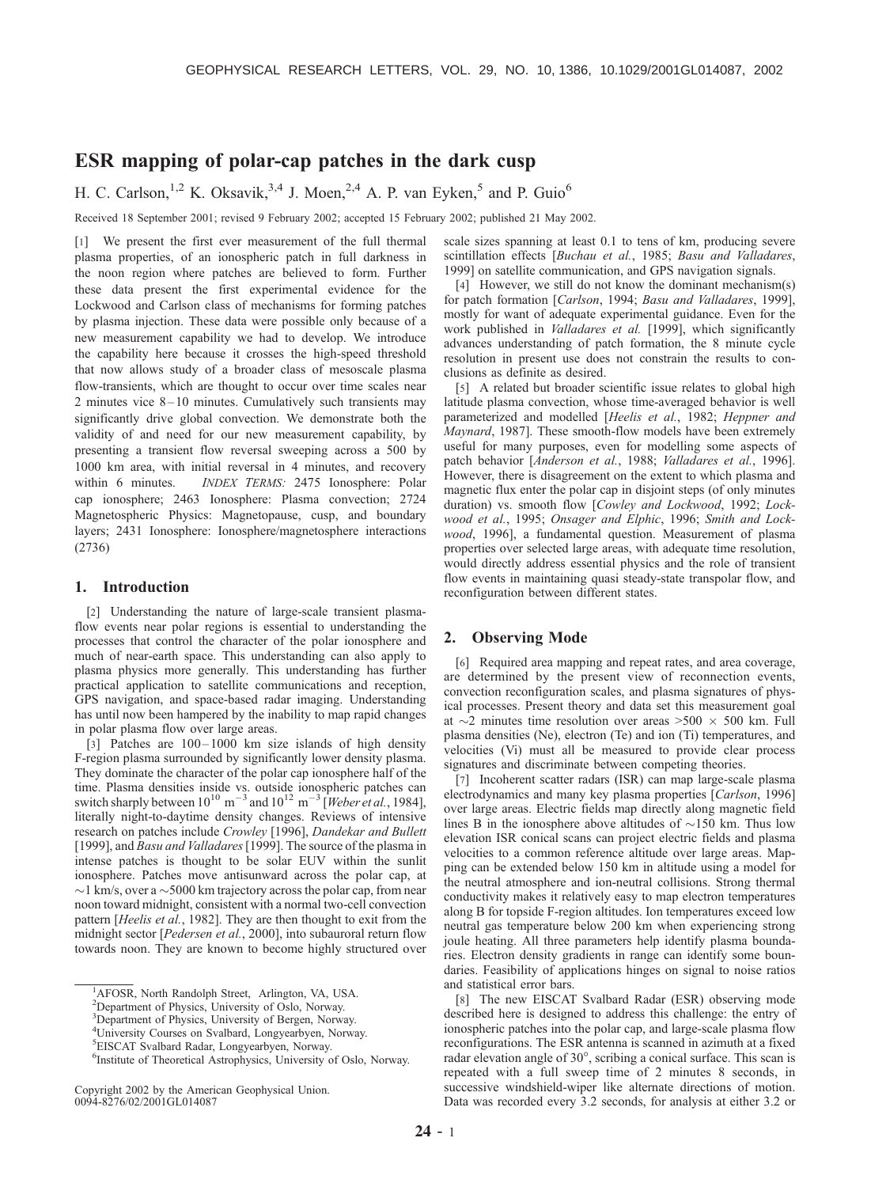# ESR mapping of polar-cap patches in the dark cusp

H. C. Carlson,[1,2] K. Oksavik,[3,4] J. Moen,[2,4] A. P. van Eyken,[5] and P. Guio[6]

Received 18 September 2001; revised 9 February 2002; accepted 15 February 2002; published 21 May 2002.

[1] We present the first ever measurement of the full thermal plasma properties, of an ionospheric patch in full darkness in the noon region where patches are believed to form. Further these data present the first experimental evidence for the Lockwood and Carlson class of mechanisms for forming patches by plasma injection. These data were possible only because of a new measurement capability we had to develop. We introduce the capability here because it crosses the high-speed threshold that now allows study of a broader class of mesoscale plasma flow-transients, which are thought to occur over time scales near 2 minutes vice 8–10 minutes. Cumulatively such transients may significantly drive global convection. We demonstrate both the validity of and need for our new measurement capability, by presenting a transient flow reversal sweeping across a 500 by 1000 km area, with initial reversal in 4 minutes, and recovery within 6 minutes. *INDEX TERMS:* 2475 Ionosphere: Polar cap ionosphere; 2463 Ionosphere: Plasma convection; 2724 Magnetospheric Physics: Magnetopause, cusp, and boundary layers; 2431 Ionosphere: Ionosphere/magnetosphere interactions (2736)

## 1. Introduction

[2] Understanding the nature of large-scale transient plasma-flow events near polar regions is essential to understanding the processes that control the character of the polar ionosphere and much of near-earth space. This understanding can also apply to plasma physics more generally. This understanding has further practical application to satellite communications and reception, GPS navigation, and space-based radar imaging. Understanding has until now been hampered by the inability to map rapid changes in polar plasma flow over large areas.

[3] Patches are 100–1000 km size islands of high density F-region plasma surrounded by significantly lower density plasma. They dominate the character of the polar cap ionosphere half of the time. Plasma densities inside vs. outside ionospheric patches can switch sharply between $10^{10}$ m$^{-3}$ and $10^{12}$ m$^{-3}$ [*Weber et al.*, 1984], literally night-to-daytime density changes. Reviews of intensive research on patches include *Crowley* [1996], *Dandekar and Bullett* [1999], and *Basu and Valladares* [1999]. The source of the plasma in intense patches is thought to be solar EUV within the sunlit ionosphere. Patches move antisunward across the polar cap, at ~1 km/s, over a ~5000 km trajectory across the polar cap, from near noon toward midnight, consistent with a normal two-cell convection pattern [*Heelis et al.*, 1982]. They are then thought to exit from the midnight sector [*Pedersen et al.*, 2000], into subauroral return flow towards noon. They are known to become highly structured over scale sizes spanning at least 0.1 to tens of km, producing severe scintillation effects [*Buchau et al.*, 1985; *Basu and Valladares*, 1999] on satellite communication, and GPS navigation signals.

[4] However, we still do not know the dominant mechanism(s) for patch formation [*Carlson*, 1994; *Basu and Valladares*, 1999], mostly for want of adequate experimental guidance. Even for the work published in *Valladares et al.* [1999], which significantly advances understanding of patch formation, the 8 minute cycle resolution in present use does not constrain the results to conclusions as definite as desired.

[5] A related but broader scientific issue relates to global high latitude plasma convection, whose time-averaged behavior is well parameterized and modelled [*Heelis et al.*, 1982; *Heppner and Maynard*, 1987]. These smooth-flow models have been extremely useful for many purposes, even for modelling some aspects of patch behavior [*Anderson et al.*, 1988; *Valladares et al.*, 1996]. However, there is disagreement on the extent to which plasma and magnetic flux enter the polar cap in disjoint steps (of only minutes duration) vs. smooth flow [*Cowley and Lockwood*, 1992; *Lockwood et al.*, 1995; *Onsager and Elphic*, 1996; *Smith and Lockwood*, 1996], a fundamental question. Measurement of plasma properties over selected large areas, with adequate time resolution, would directly address essential physics and the role of transient flow events in maintaining quasi steady-state transpolar flow, and reconfiguration between different states.

## 2. Observing Mode

[6] Required area mapping and repeat rates, and area coverage, are determined by the present view of reconnection events, convection reconfiguration scales, and plasma signatures of physical processes. Present theory and data set this measurement goal at ~2 minutes time resolution over areas >500 × 500 km. Full plasma densities (Ne), electron (Te) and ion (Ti) temperatures, and velocities (Vi) must all be measured to provide clear process signatures and discriminate between competing theories.

[7] Incoherent scatter radars (ISR) can map large-scale plasma electrodynamics and many key plasma properties [*Carlson*, 1996] over large areas. Electric fields map directly along magnetic field lines B in the ionosphere above altitudes of ~150 km. Thus low elevation ISR conical scans can project electric fields and plasma velocities to a common reference altitude over large areas. Mapping can be extended below 150 km in altitude using a model for the neutral atmosphere and ion-neutral collisions. Strong thermal conductivity makes it relatively easy to map electron temperatures along B for topside F-region altitudes. Ion temperatures exceed low neutral gas temperature below 200 km when experiencing strong joule heating. All three parameters help identify plasma boundaries. Electron density gradients in range can identify some boundaries. Feasibility of applications hinges on signal to noise ratios and statistical error bars.

[8] The new EISCAT Svalbard Radar (ESR) observing mode described here is designed to address this challenge: the entry of ionospheric patches into the polar cap, and large-scale plasma flow reconfigurations. The ESR antenna is scanned in azimuth at a fixed radar elevation angle of 30°, scribing a conical surface. This scan is repeated with a full sweep time of 2 minutes 8 seconds, in successive windshield-wiper like alternate directions of motion. Data was recorded every 3.2 seconds, for analysis at either 3.2 or

---

[1]AFOSR, North Randolph Street, Arlington, VA, USA.
[2]Department of Physics, University of Oslo, Norway.
[3]Department of Physics, University of Bergen, Norway.
[4]University Courses on Svalbard, Longyearbyen, Norway.
[5]EISCAT Svalbard Radar, Longyearbyen, Norway.
[6]Institute of Theoretical Astrophysics, University of Oslo, Norway.

Copyright 2002 by the American Geophysical Union.
0094-8276/02/2001GL014087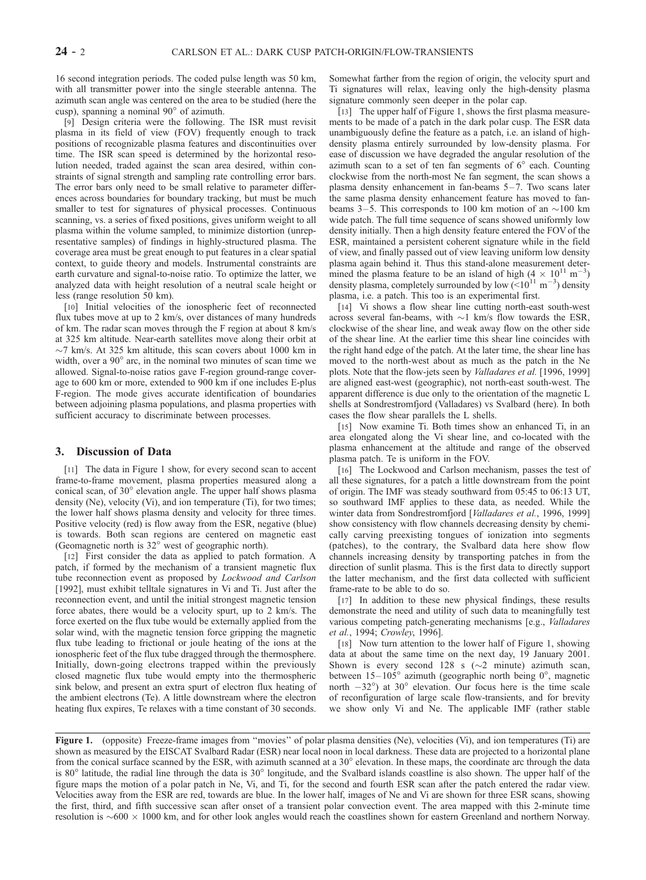16 second integration periods. The coded pulse length was 50 km, with all transmitter power into the single steerable antenna. The azimuth scan angle was centered on the area to be studied (here the cusp), spanning a nominal 90° of azimuth.

[9] Design criteria were the following. The ISR must revisit plasma in its field of view (FOV) frequently enough to track positions of recognizable plasma features and discontinuities over time. The ISR scan speed is determined by the horizontal resolution needed, traded against the scan area desired, within constraints of signal strength and sampling rate controlling error bars. The error bars only need to be small relative to parameter differences across boundaries for boundary tracking, but must be much smaller to test for signatures of physical processes. Continuous scanning, vs. a series of fixed positions, gives uniform weight to all plasma within the volume sampled, to minimize distortion (unrepresentative samples) of findings in highly-structured plasma. The coverage area must be great enough to put features in a clear spatial context, to guide theory and models. Instrumental constraints are earth curvature and signal-to-noise ratio. To optimize the latter, we analyzed data with height resolution of a neutral scale height or less (range resolution 50 km).

[10] Initial velocities of the ionospheric feet of reconnected flux tubes move at up to 2 km/s, over distances of many hundreds of km. The radar scan moves through the F region at about 8 km/s at 325 km altitude. Near-earth satellites move along their orbit at ~7 km/s. At 325 km altitude, this scan covers about 1000 km in width, over a 90° arc, in the nominal two minutes of scan time we allowed. Signal-to-noise ratios gave F-region ground-range coverage to 600 km or more, extended to 900 km if one includes E-plus F-region. The mode gives accurate identification of boundaries between adjoining plasma populations, and plasma properties with sufficient accuracy to discriminate between processes.

## 3. Discussion of Data

[11] The data in Figure 1 show, for every second scan to accent frame-to-frame movement, plasma properties measured along a conical scan, of 30° elevation angle. The upper half shows plasma density (Ne), velocity (Vi), and ion temperature (Ti), for two times; the lower half shows plasma density and velocity for three times. Positive velocity (red) is flow away from the ESR, negative (blue) is towards. Both scan regions are centered on magnetic east (Geomagnetic north is 32° west of geographic north).

[12] First consider the data as applied to patch formation. A patch, if formed by the mechanism of a transient magnetic flux tube reconnection event as proposed by *Lockwood and Carlson* [1992], must exhibit telltale signatures in Vi and Ti. Just after the reconnection event, and until the initial strongest magnetic tension force abates, there would be a velocity spurt, up to 2 km/s. The force exerted on the flux tube would be externally applied from the solar wind, with the magnetic tension force gripping the magnetic flux tube leading to frictional or joule heating of the ions at the ionospheric feet of the flux tube dragged through the thermosphere. Initially, down-going electrons trapped within the previously closed magnetic flux tube would empty into the thermospheric sink below, and present an extra spurt of electron flux heating of the ambient electrons (Te). A little downstream where the electron heating flux expires, Te relaxes with a time constant of 30 seconds. Somewhat farther from the region of origin, the velocity spurt and Ti signatures will relax, leaving only the high-density plasma signature commonly seen deeper in the polar cap.

[13] The upper half of Figure 1, shows the first plasma measurements to be made of a patch in the dark polar cusp. The ESR data unambiguously define the feature as a patch, i.e. an island of high-density plasma entirely surrounded by low-density plasma. For ease of discussion we have degraded the angular resolution of the azimuth scan to a set of ten fan segments of 6° each. Counting clockwise from the north-most Ne fan segment, the scan shows a plasma density enhancement in fan-beams 5–7. Two scans later the same plasma density enhancement feature has moved to fan-beams 3–5. This corresponds to 100 km motion of an ~100 km wide patch. The full time sequence of scans showed uniformly low density initially. Then a high density feature entered the FOV of the ESR, maintained a persistent coherent signature while in the field of view, and finally passed out of view leaving uniform low density plasma again behind it. Thus this stand-alone measurement determined the plasma feature to be an island of high ($4 \times 10^{11}$ m$^{-3}$) density plasma, completely surrounded by low ($<10^{11}$ m$^{-3}$) density plasma, i.e. a patch. This too is an experimental first.

[14] Vi shows a flow shear line cutting north-east south-west across several fan-beams, with ~1 km/s flow towards the ESR, clockwise of the shear line, and weak away flow on the other side of the shear line. At the earlier time this shear line coincides with the right hand edge of the patch. At the later time, the shear line has moved to the north-west about as much as the patch in the Ne plots. Note that the flow-jets seen by *Valladares et al.* [1996, 1999] are aligned east-west (geographic), not north-east south-west. The apparent difference is due only to the orientation of the magnetic L shells at Sondrestromfjord (Valladares) vs Svalbard (here). In both cases the flow shear parallels the L shells.

[15] Now examine Ti. Both times show an enhanced Ti, in an area elongated along the Vi shear line, and co-located with the plasma enhancement at the altitude and range of the observed plasma patch. Te is uniform in the FOV.

[16] The Lockwood and Carlson mechanism, passes the test of all these signatures, for a patch a little downstream from the point of origin. The IMF was steady southward from 05:45 to 06:13 UT, so southward IMF applies to these data, as needed. While the winter data from Sondrestromfjord [*Valladares et al.*, 1996, 1999] show consistency with flow channels decreasing density by chemically carving preexisting tongues of ionization into segments (patches), to the contrary, the Svalbard data here show flow channels increasing density by transporting patches in from the direction of sunlit plasma. This is the first data to directly support the latter mechanism, and the first data collected with sufficient frame-rate to be able to do so.

[17] In addition to these new physical findings, these results demonstrate the need and utility of such data to meaningfully test various competing patch-generating mechanisms [e.g., *Valladares et al.*, 1994; *Crowley*, 1996].

[18] Now turn attention to the lower half of Figure 1, showing data at about the same time on the next day, 19 January 2001. Shown is every second 128 s (~2 minute) azimuth scan, between 15–105° azimuth (geographic north being 0°, magnetic north −32°) at 30° elevation. Our focus here is the time scale of reconfiguration of large scale flow-transients, and for brevity we show only Vi and Ne. The applicable IMF (rather stable

**Figure 1.** (opposite) Freeze-frame images from "movies" of polar plasma densities (Ne), velocities (Vi), and ion temperatures (Ti) are shown as measured by the EISCAT Svalbard Radar (ESR) near local noon in local darkness. These data are projected to a horizontal plane from the conical surface scanned by the ESR, with azimuth scanned at a 30° elevation. In these maps, the coordinate arc through the data is 80° latitude, the radial line through the data is 30° longitude, and the Svalbard islands coastline is also shown. The upper half of the figure maps the motion of a polar patch in Ne, Vi, and Ti, for the second and fourth ESR scan after the patch entered the radar view. Velocities away from the ESR are red, towards are blue. In the lower half, images of Ne and Vi are shown for three ESR scans, showing the first, third, and fifth successive scan after onset of a transient polar convection event. The area mapped with this 2-minute time resolution is ~600 × 1000 km, and for other look angles would reach the coastlines shown for eastern Greenland and northern Norway.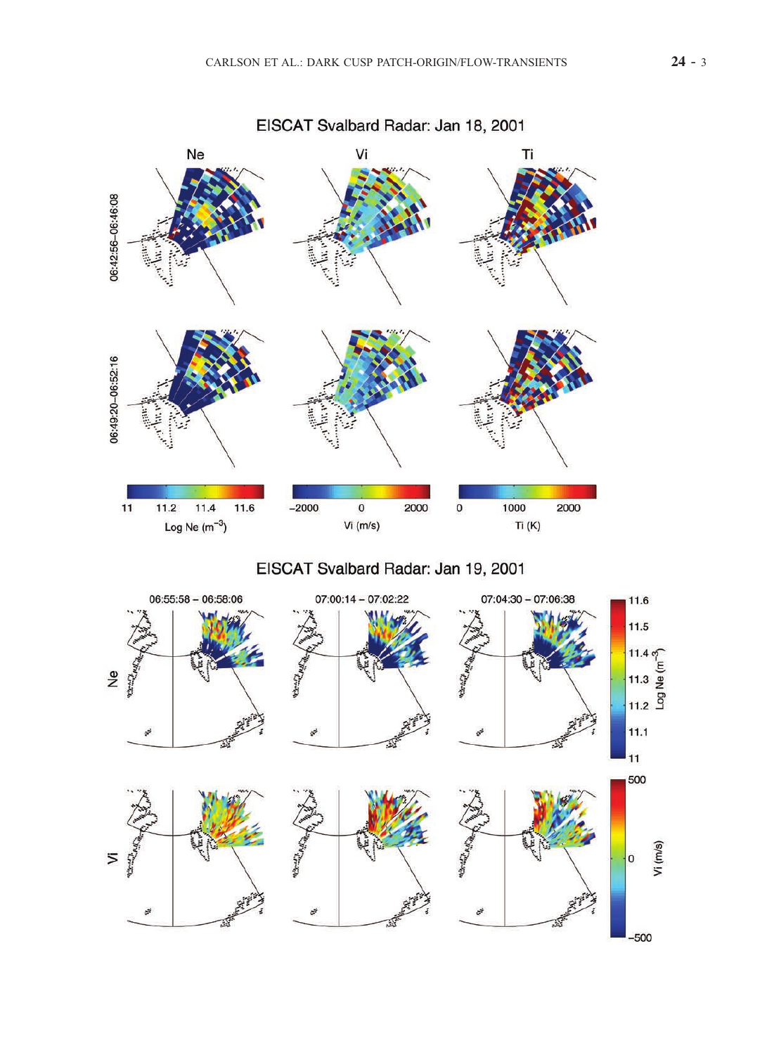EISCAT Svalbard Radar: Jan 18, 2001

EISCAT Svalbard Radar: Jan 19, 2001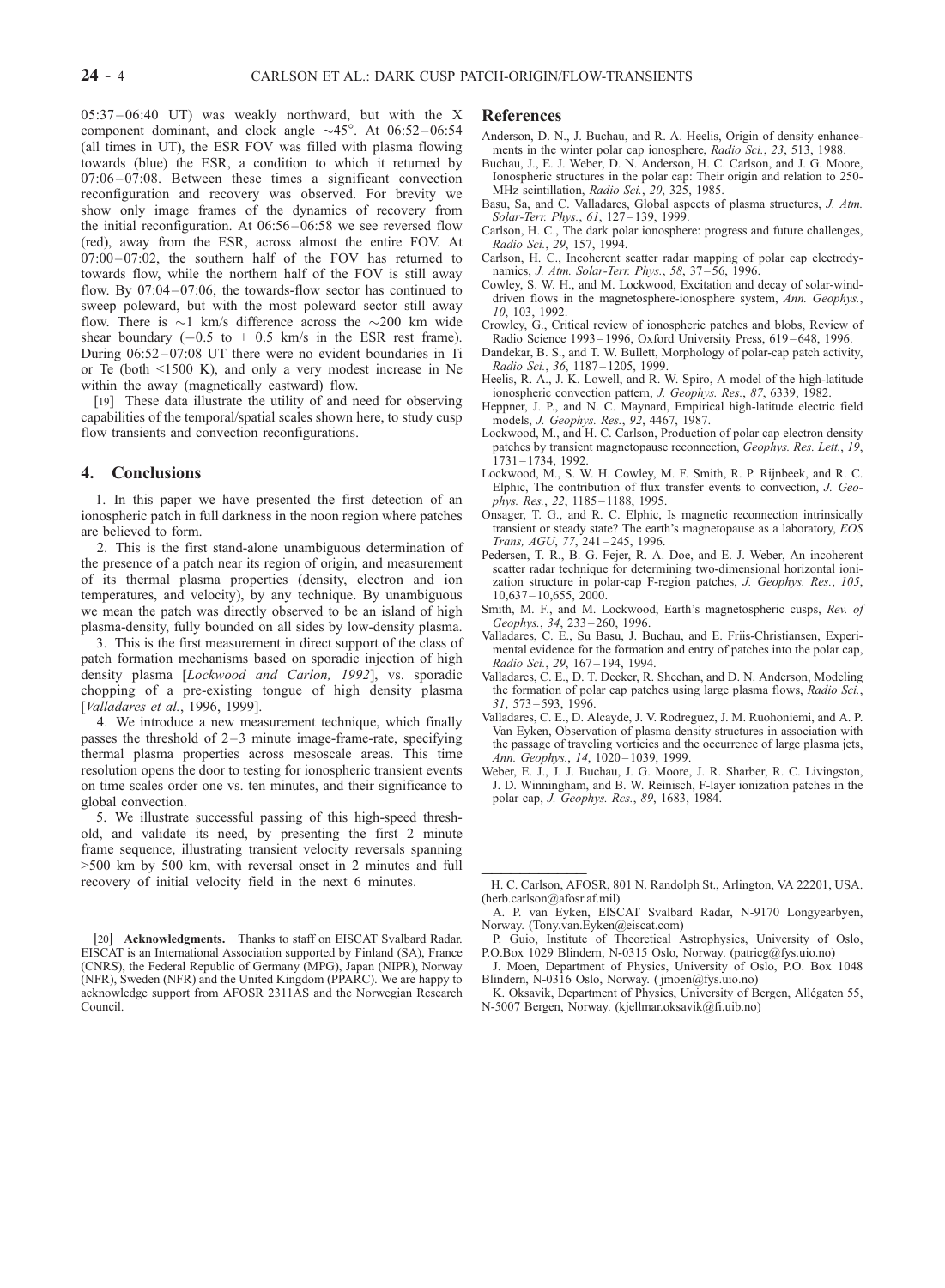05:37–06:40 UT) was weakly northward, but with the X component dominant, and clock angle ~45°. At 06:52–06:54 (all times in UT), the ESR FOV was filled with plasma flowing towards (blue) the ESR, a condition to which it returned by 07:06–07:08. Between these times a significant convection reconfiguration and recovery was observed. For brevity we show only image frames of the dynamics of recovery from the initial reconfiguration. At 06:56–06:58 we see reversed flow (red), away from the ESR, across almost the entire FOV. At 07:00–07:02, the southern half of the FOV has returned to towards flow, while the northern half of the FOV is still away flow. By 07:04–07:06, the towards-flow sector has continued to sweep poleward, but with the most poleward sector still away flow. There is ~1 km/s difference across the ~200 km wide shear boundary (−0.5 to + 0.5 km/s in the ESR rest frame). During 06:52–07:08 UT there were no evident boundaries in Ti or Te (both <1500 K), and only a very modest increase in Ne within the away (magnetically eastward) flow.

[19] These data illustrate the utility of and need for observing capabilities of the temporal/spatial scales shown here, to study cusp flow transients and convection reconfigurations.

## 4. Conclusions

1. In this paper we have presented the first detection of an ionospheric patch in full darkness in the noon region where patches are believed to form.

2. This is the first stand-alone unambiguous determination of the presence of a patch near its region of origin, and measurement of its thermal plasma properties (density, electron and ion temperatures, and velocity), by any technique. By unambiguous we mean the patch was directly observed to be an island of high plasma-density, fully bounded on all sides by low-density plasma.

3. This is the first measurement in direct support of the class of patch formation mechanisms based on sporadic injection of high density plasma [*Lockwood and Carlon, 1992*], vs. sporadic chopping of a pre-existing tongue of high density plasma [*Valladares et al.*, 1996, 1999].

4. We introduce a new measurement technique, which finally passes the threshold of 2–3 minute image-frame-rate, specifying thermal plasma properties across mesoscale areas. This time resolution opens the door to testing for ionospheric transient events on time scales order one vs. ten minutes, and their significance to global convection.

5. We illustrate successful passing of this high-speed threshold, and validate its need, by presenting the first 2 minute frame sequence, illustrating transient velocity reversals spanning >500 km by 500 km, with reversal onset in 2 minutes and full recovery of initial velocity field in the next 6 minutes.

[20] **Acknowledgments.** Thanks to staff on EISCAT Svalbard Radar. EISCAT is an International Association supported by Finland (SA), France (CNRS), the Federal Republic of Germany (MPG), Japan (NIPR), Norway (NFR), Sweden (NFR) and the United Kingdom (PPARC). We are happy to acknowledge support from AFOSR 2311AS and the Norwegian Research Council.

## References

Anderson, D. N., J. Buchau, and R. A. Heelis, Origin of density enhancements in the winter polar cap ionosphere, *Radio Sci.*, *23*, 513, 1988.

Buchau, J., E. J. Weber, D. N. Anderson, H. C. Carlson, and J. G. Moore, Ionospheric structures in the polar cap: Their origin and relation to 250-MHz scintillation, *Radio Sci.*, *20*, 325, 1985.

Basu, Sa, and C. Valladares, Global aspects of plasma structures, *J. Atm. Solar-Terr. Phys.*, *61*, 127–139, 1999.

Carlson, H. C., The dark polar ionosphere: progress and future challenges, *Radio Sci.*, *29*, 157, 1994.

Carlson, H. C., Incoherent scatter radar mapping of polar cap electrodynamics, *J. Atm. Solar-Terr. Phys.*, *58*, 37–56, 1996.

Cowley, S. W. H., and M. Lockwood, Excitation and decay of solar-wind-driven flows in the magnetosphere-ionosphere system, *Ann. Geophys.*, *10*, 103, 1992.

Crowley, G., Critical review of ionospheric patches and blobs, Review of Radio Science 1993–1996, Oxford University Press, 619–648, 1996.

Dandekar, B. S., and T. W. Bullett, Morphology of polar-cap patch activity, *Radio Sci.*, *36*, 1187–1205, 1999.

Heelis, R. A., J. K. Lowell, and R. W. Spiro, A model of the high-latitude ionospheric convection pattern, *J. Geophys. Res.*, *87*, 6339, 1982.

Heppner, J. P., and N. C. Maynard, Empirical high-latitude electric field models, *J. Geophys. Res.*, *92*, 4467, 1987.

Lockwood, M., and H. C. Carlson, Production of polar cap electron density patches by transient magnetopause reconnection, *Geophys. Res. Lett.*, *19*, 1731–1734, 1992.

Lockwood, M., S. W. H. Cowley, M. F. Smith, R. P. Rijnbeek, and R. C. Elphic, The contribution of flux transfer events to convection, *J. Geophys. Res.*, *22*, 1185–1188, 1995.

Onsager, T. G., and R. C. Elphic, Is magnetic reconnection intrinsically transient or steady state? The earth's magnetopause as a laboratory, *EOS Trans, AGU*, *77*, 241–245, 1996.

Pedersen, T. R., B. G. Fejer, R. A. Doe, and E. J. Weber, An incoherent scatter radar technique for determining two-dimensional horizontal ionization structure in polar-cap F-region patches, *J. Geophys. Res.*, *105*, 10,637–10,655, 2000.

Smith, M. F., and M. Lockwood, Earth's magnetospheric cusps, *Rev. of Geophys.*, *34*, 233–260, 1996.

Valladares, C. E., Su Basu, J. Buchau, and E. Friis-Christiansen, Experimental evidence for the formation and entry of patches into the polar cap, *Radio Sci.*, *29*, 167–194, 1994.

Valladares, C. E., D. T. Decker, R. Sheehan, and D. N. Anderson, Modeling the formation of polar cap patches using large plasma flows, *Radio Sci.*, *31*, 573–593, 1996.

Valladares, C. E., D. Alcayde, J. V. Rodreguez, J. M. Ruohoniemi, and A. P. Van Eyken, Observation of plasma density structures in association with the passage of traveling vorticies and the occurrence of large plasma jets, *Ann. Geophys.*, *14*, 1020–1039, 1999.

Weber, E. J., J. J. Buchau, J. G. Moore, J. R. Sharber, R. C. Livingston, J. D. Winningham, and B. W. Reinisch, F-layer ionization patches in the polar cap, *J. Geophys. Rcs.*, *89*, 1683, 1984.

---

H. C. Carlson, AFOSR, 801 N. Randolph St., Arlington, VA 22201, USA. (herb.carlson@afosr.af.mil)

A. P. van Eyken, ElSCAT Svalbard Radar, N-9170 Longyearbyen, Norway. (Tony.van.Eyken@eiscat.com)

P. Guio, Institute of Theoretical Astrophysics, University of Oslo, P.O.Box 1029 Blindern, N-0315 Oslo, Norway. (patricg@fys.uio.no)

J. Moen, Department of Physics, University of Oslo, P.O. Box 1048 Blindern, N-0316 Oslo, Norway. ( jmoen@fys.uio.no)

K. Oksavik, Department of Physics, University of Bergen, Allégaten 55, N-5007 Bergen, Norway. (kjellmar.oksavik@fi.uib.no)